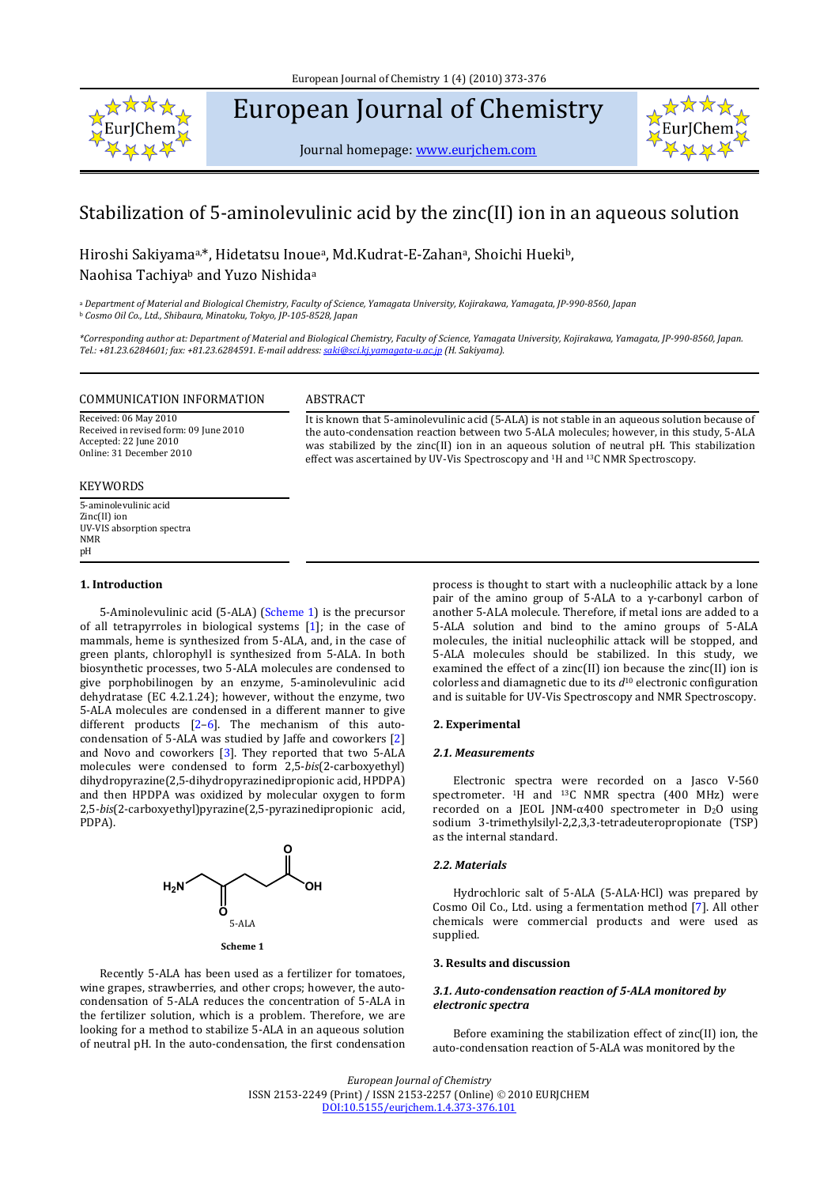# Stabilization of 5-aminolevulinic acid by the zinc(II) ion in an aqueous solution

Hiroshi Sakiyama[a,*], Hidetatsu Inoue[a], Md.Kudrat-E-Zahan[a], Shoichi Hueki[b], Naohisa Tachiya[b] and Yuzo Nishida[a]

[a] *Department of Material and Biological Chemistry, Faculty of Science, Yamagata University, Kojirakawa, Yamagata, JP-990-8560, Japan*
[b] *Cosmo Oil Co., Ltd., Shibaura, Minatoku, Tokyo, JP-105-8528, Japan*

*\*Corresponding author at: Department of Material and Biological Chemistry, Faculty of Science, Yamagata University, Kojirakawa, Yamagata, JP-990-8560, Japan. Tel.: +81.23.6284601; fax: +81.23.6284591. E-mail address: saki@sci.kj.yamagata-u.ac.jp (H. Sakiyama).*

## COMMUNICATION INFORMATION

Received: 06 May 2010
Received in revised form: 09 June 2010
Accepted: 22 June 2010
Online: 31 December 2010

## KEYWORDS

5-aminolevulinic acid
Zinc(II) ion
UV-VIS absorption spectra
NMR
pH

## ABSTRACT

It is known that 5-aminolevulinic acid (5-ALA) is not stable in an aqueous solution because of the auto-condensation reaction between two 5-ALA molecules; however, in this study, 5-ALA was stabilized by the zinc(II) ion in an aqueous solution of neutral pH. This stabilization effect was ascertained by UV-Vis Spectroscopy and $^{1}H$ and $^{13}C$ NMR Spectroscopy.

## 1. Introduction

5-Aminolevulinic acid (5-ALA) (Scheme 1) is the precursor of all tetrapyrroles in biological systems [1]; in the case of mammals, heme is synthesized from 5-ALA, and, in the case of green plants, chlorophyll is synthesized from 5-ALA. In both biosynthetic processes, two 5-ALA molecules are condensed to give porphobilinogen by an enzyme, 5-aminolevulinic acid dehydratase (EC 4.2.1.24); however, without the enzyme, two 5-ALA molecules are condensed in a different manner to give different products [2–6]. The mechanism of this auto-condensation of 5-ALA was studied by Jaffe and coworkers [2] and Novo and coworkers [3]. They reported that two 5-ALA molecules were condensed to form 2,5-*bis*(2-carboxyethyl) dihydropyrazine(2,5-dihydropyrazinedipropionic acid, HPDPA) and then HPDPA was oxidized by molecular oxygen to form 2,5-*bis*(2-carboxyethyl)pyrazine(2,5-pyrazinedipropionic acid, PDPA).

5-ALA

**Scheme 1**

Recently 5-ALA has been used as a fertilizer for tomatoes, wine grapes, strawberries, and other crops; however, the auto-condensation of 5-ALA reduces the concentration of 5-ALA in the fertilizer solution, which is a problem. Therefore, we are looking for a method to stabilize 5-ALA in an aqueous solution of neutral pH. In the auto-condensation, the first condensation process is thought to start with a nucleophilic attack by a lone pair of the amino group of 5-ALA to a γ-carbonyl carbon of another 5-ALA molecule. Therefore, if metal ions are added to a 5-ALA solution and bind to the amino groups of 5-ALA molecules, the initial nucleophilic attack will be stopped, and 5-ALA molecules should be stabilized. In this study, we examined the effect of a zinc(II) ion because the zinc(II) ion is colorless and diamagnetic due to its $d^{10}$ electronic configuration and is suitable for UV-Vis Spectroscopy and NMR Spectroscopy.

## 2. Experimental

### 2.1. Measurements

Electronic spectra were recorded on a Jasco V-560 spectrometer. $^{1}H$ and $^{13}C$ NMR spectra (400 MHz) were recorded on a JEOL JNM-α400 spectrometer in $D_2O$ using sodium 3-trimethylsilyl-2,2,3,3-tetradeuteropropionate (TSP) as the internal standard.

### 2.2. Materials

Hydrochloric salt of 5-ALA (5-ALA·HCl) was prepared by Cosmo Oil Co., Ltd. using a fermentation method [7]. All other chemicals were commercial products and were used as supplied.

## 3. Results and discussion

### 3.1. Auto-condensation reaction of 5-ALA monitored by electronic spectra

Before examining the stabilization effect of zinc(II) ion, the auto-condensation reaction of 5-ALA was monitored by the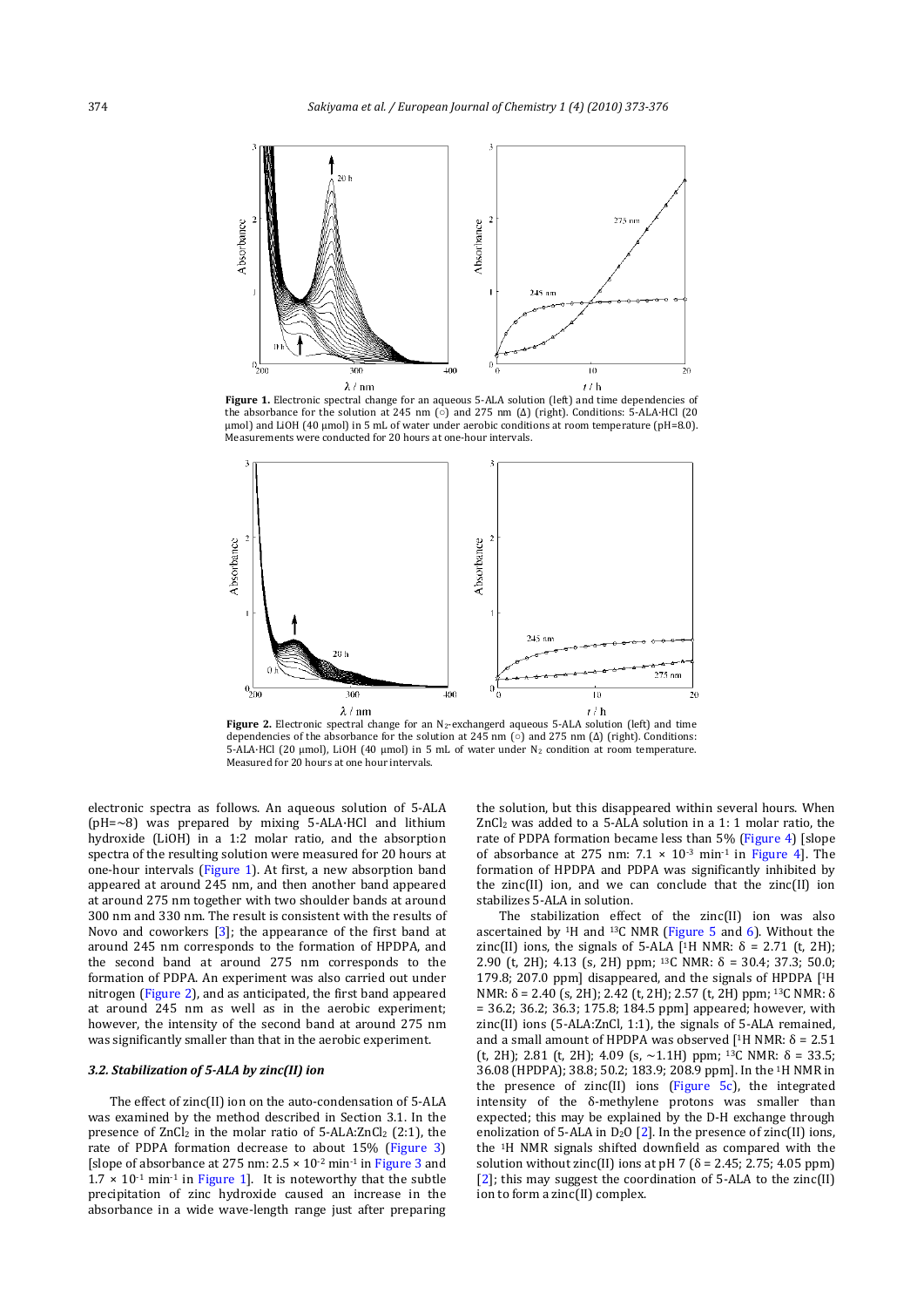**Figure 1.** Electronic spectral change for an aqueous 5-ALA solution (left) and time dependencies of the absorbance for the solution at 245 nm (○) and 275 nm (Δ) (right). Conditions: 5-ALA·HCl (20 μmol) and LiOH (40 μmol) in 5 mL of water under aerobic conditions at room temperature (pH=8.0). Measurements were conducted for 20 hours at one-hour intervals.

**Figure 2.** Electronic spectral change for an $N_2$-exchangerd aqueous 5-ALA solution (left) and time dependencies of the absorbance for the solution at 245 nm (○) and 275 nm (Δ) (right). Conditions: 5-ALA·HCl (20 μmol), LiOH (40 μmol) in 5 mL of water under $N_2$ condition at room temperature. Measured for 20 hours at one hour intervals.

electronic spectra as follows. An aqueous solution of 5-ALA (pH=~8) was prepared by mixing 5-ALA·HCl and lithium hydroxide (LiOH) in a 1:2 molar ratio, and the absorption spectra of the resulting solution were measured for 20 hours at one-hour intervals (Figure 1). At first, a new absorption band appeared at around 245 nm, and then another band appeared at around 275 nm together with two shoulder bands at around 300 nm and 330 nm. The result is consistent with the results of Novo and coworkers [3]; the appearance of the first band at around 245 nm corresponds to the formation of HPDPA, and the second band at around 275 nm corresponds to the formation of PDPA. An experiment was also carried out under nitrogen (Figure 2), and as anticipated, the first band appeared at around 245 nm as well as in the aerobic experiment; however, the intensity of the second band at around 275 nm was significantly smaller than that in the aerobic experiment.

### 3.2. Stabilization of 5-ALA by zinc(II) ion

The effect of zinc(II) ion on the auto-condensation of 5-ALA was examined by the method described in Section 3.1. In the presence of $ZnCl_2$ in the molar ratio of 5-ALA:$ZnCl_2$ (2:1), the rate of PDPA formation decrease to about 15% (Figure 3) [slope of absorbance at 275 nm: $2.5 \times 10^{-2}$ min$^{-1}$ in Figure 3 and $1.7 \times 10^{-1}$ min$^{-1}$ in Figure 1]. It is noteworthy that the subtle precipitation of zinc hydroxide caused an increase in the absorbance in a wide wave-length range just after preparing the solution, but this disappeared within several hours. When $ZnCl_2$ was added to a 5-ALA solution in a 1: 1 molar ratio, the rate of PDPA formation became less than 5% (Figure 4) [slope of absorbance at 275 nm: $7.1 \times 10^{-3}$ min$^{-1}$ in Figure 4]. The formation of HPDPA and PDPA was significantly inhibited by the zinc(II) ion, and we can conclude that the zinc(II) ion stabilizes 5-ALA in solution.

The stabilization effect of the zinc(II) ion was also ascertained by $^{1}$H and $^{13}$C NMR (Figure 5 and 6). Without the zinc(II) ions, the signals of 5-ALA [$^{1}$H NMR: δ = 2.71 (t, 2H); 2.90 (t, 2H); 4.13 (s, 2H) ppm; $^{13}$C NMR: δ = 30.4; 37.3; 50.0; 179.8; 207.0 ppm] disappeared, and the signals of HPDPA [$^{1}$H NMR: δ = 2.40 (s, 2H); 2.42 (t, 2H); 2.57 (t, 2H) ppm; $^{13}$C NMR: δ = 36.2; 36.2; 36.3; 175.8; 184.5 ppm] appeared; however, with zinc(II) ions (5-ALA:ZnCl, 1:1), the signals of 5-ALA remained, and a small amount of HPDPA was observed [$^{1}$H NMR: δ = 2.51 (t, 2H); 2.81 (t, 2H); 4.09 (s, ~1.1H) ppm; $^{13}$C NMR: δ = 33.5; 36.08 (HPDPA); 38.8; 50.2; 183.9; 208.9 ppm]. In the $^{1}$H NMR in the presence of zinc(II) ions (Figure 5c), the integrated intensity of the δ-methylene protons was smaller than expected; this may be explained by the D-H exchange through enolization of 5-ALA in $D_2O$ [2]. In the presence of zinc(II) ions, the $^{1}$H NMR signals shifted downfield as compared with the solution without zinc(II) ions at pH 7 (δ = 2.45; 2.75; 4.05 ppm) [2]; this may suggest the coordination of 5-ALA to the zinc(II) ion to form a zinc(II) complex.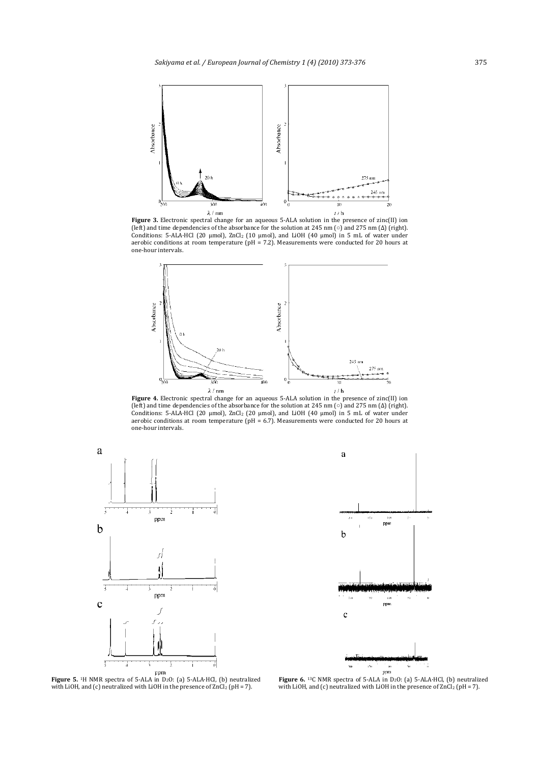**Figure 3.** Electronic spectral change for an aqueous 5-ALA solution in the presence of zinc(II) ion (left) and time dependencies of the absorbance for the solution at 245 nm (○) and 275 nm (Δ) (right). Conditions: 5-ALA·HCl (20 µmol), $ZnCl_2$ (10 µmol), and LiOH (40 µmol) in 5 mL of water under aerobic conditions at room temperature (pH = 7.2). Measurements were conducted for 20 hours at one-hour intervals.

**Figure 4.** Electronic spectral change for an aqueous 5-ALA solution in the presence of zinc(II) ion (left) and time dependencies of the absorbance for the solution at 245 nm (○) and 275 nm (Δ) (right). Conditions: 5-ALA·HCl (20 µmol), $ZnCl_2$ (20 µmol), and LiOH (40 µmol) in 5 mL of water under aerobic conditions at room temperature (pH = 6.7). Measurements were conducted for 20 hours at one-hour intervals.

**Figure 5.** $^{1}H$ NMR spectra of 5-ALA in $D_2O$: (a) 5-ALA·HCl, (b) neutralized with LiOH, and (c) neutralized with LiOH in the presence of $ZnCl_2$ (pH = 7).

**Figure 6.** $^{13}C$ NMR spectra of 5-ALA in $D_2O$: (a) 5-ALA·HCl, (b) neutralized with LiOH, and (c) neutralized with LiOH in the presence of $ZnCl_2$ (pH = 7).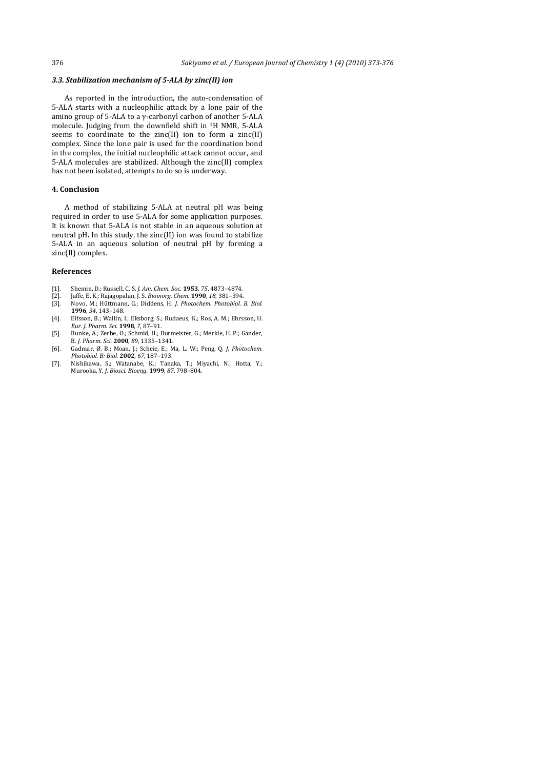### 3.3. Stabilization mechanism of 5-ALA by zinc(II) ion

As reported in the introduction, the auto-condensation of 5-ALA starts with a nucleophilic attack by a lone pair of the amino group of 5-ALA to a γ-carbonyl carbon of another 5-ALA molecule. Judging from the downfield shift in $^{1}$H NMR, 5-ALA seems to coordinate to the zinc(II) ion to form a zinc(II) complex. Since the lone pair is used for the coordination bond in the complex, the initial nucleophilic attack cannot occur, and 5-ALA molecules are stabilized. Although the zinc(II) complex has not been isolated, attempts to do so is underway.

## 4. Conclusion

A method of stabilizing 5-ALA at neutral pH was being required in order to use 5-ALA for some application purposes. It is known that 5-ALA is not stable in an aqueous solution at neutral pH**.** In this study, the zinc(II) ion was found to stabilize 5-ALA in an aqueous solution of neutral pH by forming a zinc(II) complex.

## References

[1]. Shemin, D.; Russell, C. S. *J. Am. Chem. Soc.* **1953**, *75*, 4873–4874.
[2]. Jaffe, E. K.; Rajagopalan, J. S. *Bioinorg. Chem.* **1990**, *18*, 381–394.
[3]. Novo, M.; Hüttmann, G.; Diddens, H. *J. Photochem. Photobiol. B. Biol.* **1996**, *34*, 143–148.
[4]. Elfsson, B.; Wallin, I.; Eksborg, S.; Rudaeus, K.; Ros, A. M.; Ehrsson, H. *Eur. J. Pharm. Sci.* **1998**, *7*, 87–91.
[5]. Bunke, A.; Zerbe, O.; Schmid, H.; Burmeister, G.; Merkle, H. P.; Gander, B. *J. Pharm. Sci.* **2000**, *89*, 1335–1341.
[6]. Gadmar, Ø. B.; Moan, J.; Scheie, E.; Ma, L. W.; Peng, Q. *J. Photochem. Photobiol. B: Biol.* **2002**, *67*, 187–193.
[7]. Nishikawa, S.; Watanabe, K.; Tanaka, T.; Miyachi, N.; Hotta, Y.; Murooka, Y. *J. Biosci. Bioeng.* **1999**, *87*, 798–804.